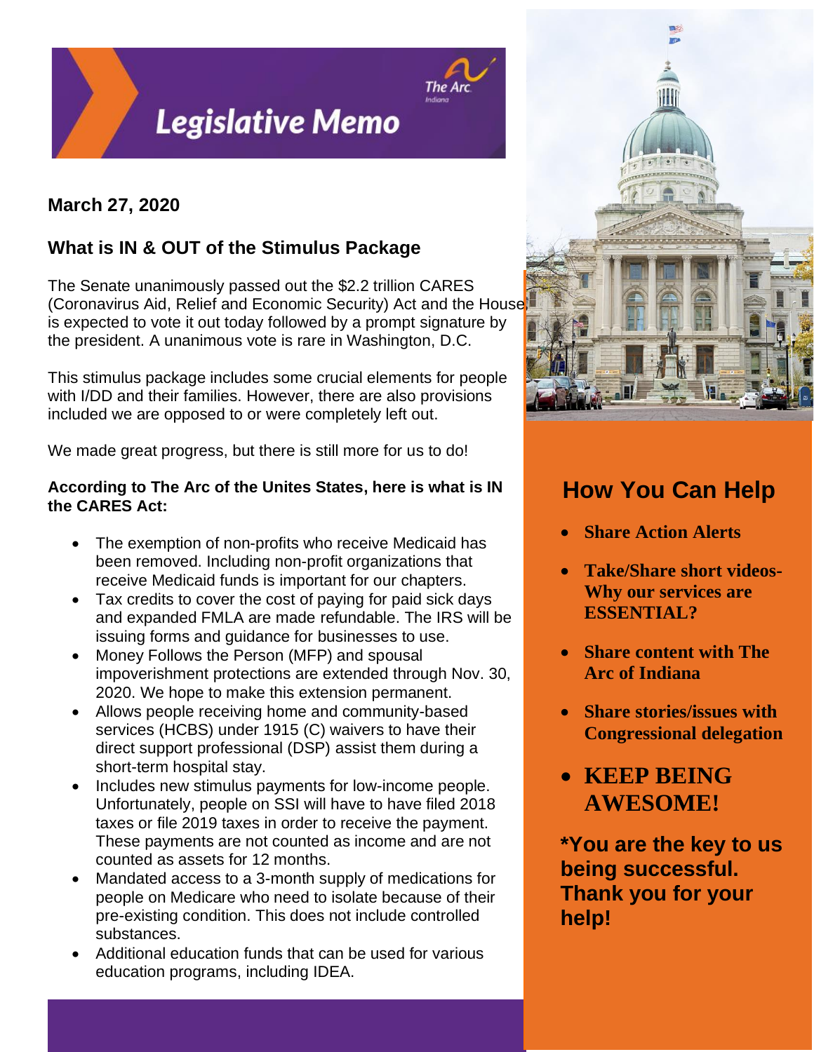# Legislative Memo

**March 27, 2020**

## What is IN & OUT of the Stimulus Package

The Senate unanimously passed out the $2.2 trillion CARES (Coronavirus Aid, Relief and Economic Security) Act and the House is expected to vote it out today followed by a prompt signature by the president. A unanimous vote is rare in Washington, D.C.

This stimulus package includes some crucial elements for people with I/DD and their families. However, there are also provisions included we are opposed to or were completely left out.

We made great progress, but there is still more for us to do!

**According to The Arc of the Unites States, here is what is IN the CARES Act:**

- The exemption of non-profits who receive Medicaid has been removed. Including non-profit organizations that receive Medicaid funds is important for our chapters.
- Tax credits to cover the cost of paying for paid sick days and expanded FMLA are made refundable. The IRS will be issuing forms and guidance for businesses to use.
- Money Follows the Person (MFP) and spousal impoverishment protections are extended through Nov. 30, 2020. We hope to make this extension permanent.
- Allows people receiving home and community-based services (HCBS) under 1915 (C) waivers to have their direct support professional (DSP) assist them during a short-term hospital stay.
- Includes new stimulus payments for low-income people. Unfortunately, people on SSI will have to have filed 2018 taxes or file 2019 taxes in order to receive the payment. These payments are not counted as income and are not counted as assets for 12 months.
- Mandated access to a 3-month supply of medications for people on Medicare who need to isolate because of their pre-existing condition. This does not include controlled substances.
- Additional education funds that can be used for various education programs, including IDEA.

## How You Can Help

- **Share Action Alerts**
- **Take/Share short videos- Why our services are ESSENTIAL?**
- **Share content with The Arc of Indiana**
- **Share stories/issues with Congressional delegation**
- **KEEP BEING AWESOME!**

**\*You are the key to us being successful. Thank you for your help!**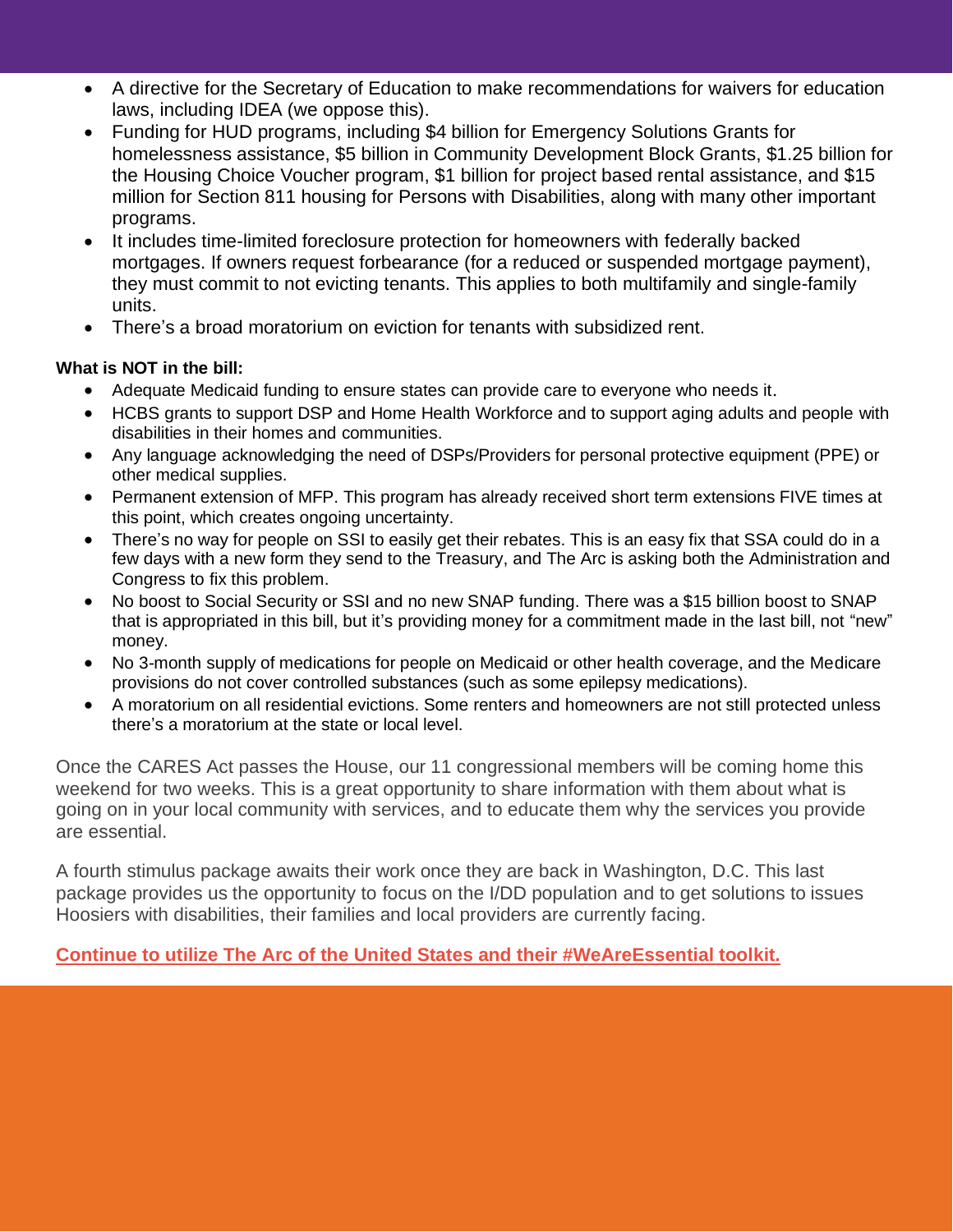- A directive for the Secretary of Education to make recommendations for waivers for education laws, including IDEA (we oppose this).
- Funding for HUD programs, including $4 billion for Emergency Solutions Grants for homelessness assistance, $5 billion in Community Development Block Grants, $1.25 billion for the Housing Choice Voucher program, $1 billion for project based rental assistance, and $15 million for Section 811 housing for Persons with Disabilities, along with many other important programs.
- It includes time-limited foreclosure protection for homeowners with federally backed mortgages. If owners request forbearance (for a reduced or suspended mortgage payment), they must commit to not evicting tenants. This applies to both multifamily and single-family units.
- There's a broad moratorium on eviction for tenants with subsidized rent.

**What is NOT in the bill:**

- Adequate Medicaid funding to ensure states can provide care to everyone who needs it.
- HCBS grants to support DSP and Home Health Workforce and to support aging adults and people with disabilities in their homes and communities.
- Any language acknowledging the need of DSPs/Providers for personal protective equipment (PPE) or other medical supplies.
- Permanent extension of MFP. This program has already received short term extensions FIVE times at this point, which creates ongoing uncertainty.
- There's no way for people on SSI to easily get their rebates. This is an easy fix that SSA could do in a few days with a new form they send to the Treasury, and The Arc is asking both the Administration and Congress to fix this problem.
- No boost to Social Security or SSI and no new SNAP funding. There was a $15 billion boost to SNAP that is appropriated in this bill, but it's providing money for a commitment made in the last bill, not "new" money.
- No 3-month supply of medications for people on Medicaid or other health coverage, and the Medicare provisions do not cover controlled substances (such as some epilepsy medications).
- A moratorium on all residential evictions. Some renters and homeowners are not still protected unless there's a moratorium at the state or local level.

Once the CARES Act passes the House, our 11 congressional members will be coming home this weekend for two weeks. This is a great opportunity to share information with them about what is going on in your local community with services, and to educate them why the services you provide are essential.

A fourth stimulus package awaits their work once they are back in Washington, D.C. This last package provides us the opportunity to focus on the I/DD population and to get solutions to issues Hoosiers with disabilities, their families and local providers are currently facing.

**Continue to utilize The Arc of the United States and their #WeAreEssential toolkit.**